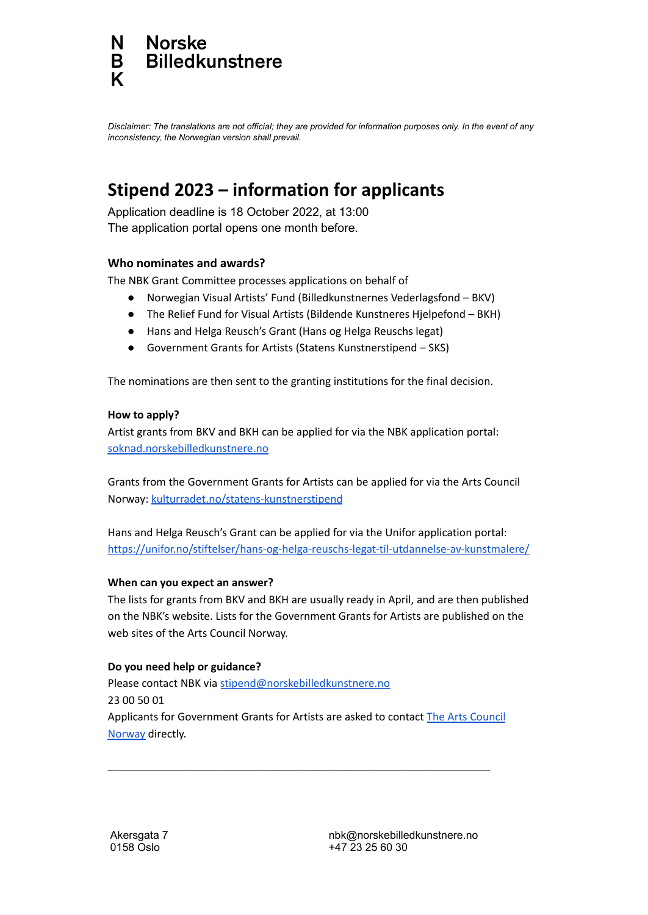N Norske
B Billedkunstnere
K

*Disclaimer: The translations are not official; they are provided for information purposes only. In the event of any inconsistency, the Norwegian version shall prevail.*

# Stipend 2023 – information for applicants

Application deadline is 18 October 2022, at 13:00
The application portal opens one month before.

### Who nominates and awards?

The NBK Grant Committee processes applications on behalf of

- Norwegian Visual Artists' Fund (Billedkunstnernes Vederlagsfond – BKV)
- The Relief Fund for Visual Artists (Bildende Kunstneres Hjelpefond – BKH)
- Hans and Helga Reusch's Grant (Hans og Helga Reuschs legat)
- Government Grants for Artists (Statens Kunstnerstipend – SKS)

The nominations are then sent to the granting institutions for the final decision.

### How to apply?

Artist grants from BKV and BKH can be applied for via the NBK application portal: soknad.norskebilledkunstnere.no

Grants from the Government Grants for Artists can be applied for via the Arts Council Norway: kulturradet.no/statens-kunstnerstipend

Hans and Helga Reusch's Grant can be applied for via the Unifor application portal: https://unifor.no/stiftelser/hans-og-helga-reuschs-legat-til-utdannelse-av-kunstmalere/

### When can you expect an answer?

The lists for grants from BKV and BKH are usually ready in April, and are then published on the NBK's website. Lists for the Government Grants for Artists are published on the web sites of the Arts Council Norway.

### Do you need help or guidance?

Please contact NBK via stipend@norskebilledkunstnere.no
23 00 50 01
Applicants for Government Grants for Artists are asked to contact The Arts Council Norway directly.

---

Akersgata 7
0158 Oslo

nbk@norskebilledkunstnere.no
+47 23 25 60 30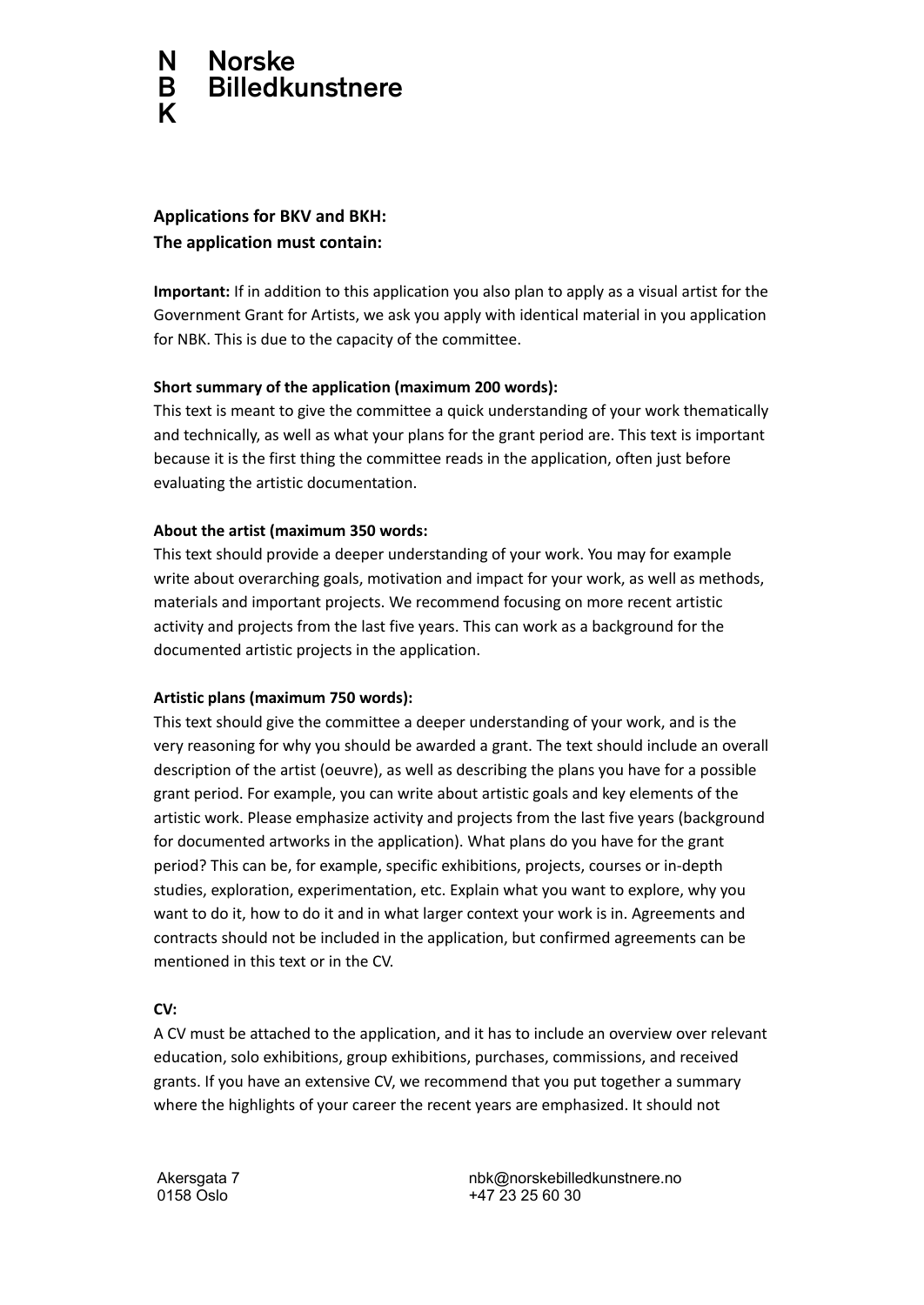**Applications for BKV and BKH:**
**The application must contain:**

**Important:** If in addition to this application you also plan to apply as a visual artist for the Government Grant for Artists, we ask you apply with identical material in you application for NBK. This is due to the capacity of the committee.

**Short summary of the application (maximum 200 words):**
This text is meant to give the committee a quick understanding of your work thematically and technically, as well as what your plans for the grant period are. This text is important because it is the first thing the committee reads in the application, often just before evaluating the artistic documentation.

**About the artist (maximum 350 words:**
This text should provide a deeper understanding of your work. You may for example write about overarching goals, motivation and impact for your work, as well as methods, materials and important projects. We recommend focusing on more recent artistic activity and projects from the last five years. This can work as a background for the documented artistic projects in the application.

**Artistic plans (maximum 750 words):**
This text should give the committee a deeper understanding of your work, and is the very reasoning for why you should be awarded a grant. The text should include an overall description of the artist (oeuvre), as well as describing the plans you have for a possible grant period. For example, you can write about artistic goals and key elements of the artistic work. Please emphasize activity and projects from the last five years (background for documented artworks in the application). What plans do you have for the grant period? This can be, for example, specific exhibitions, projects, courses or in-depth studies, exploration, experimentation, etc. Explain what you want to explore, why you want to do it, how to do it and in what larger context your work is in. Agreements and contracts should not be included in the application, but confirmed agreements can be mentioned in this text or in the CV.

**CV:**
A CV must be attached to the application, and it has to include an overview over relevant education, solo exhibitions, group exhibitions, purchases, commissions, and received grants. If you have an extensive CV, we recommend that you put together a summary where the highlights of your career the recent years are emphasized. It should not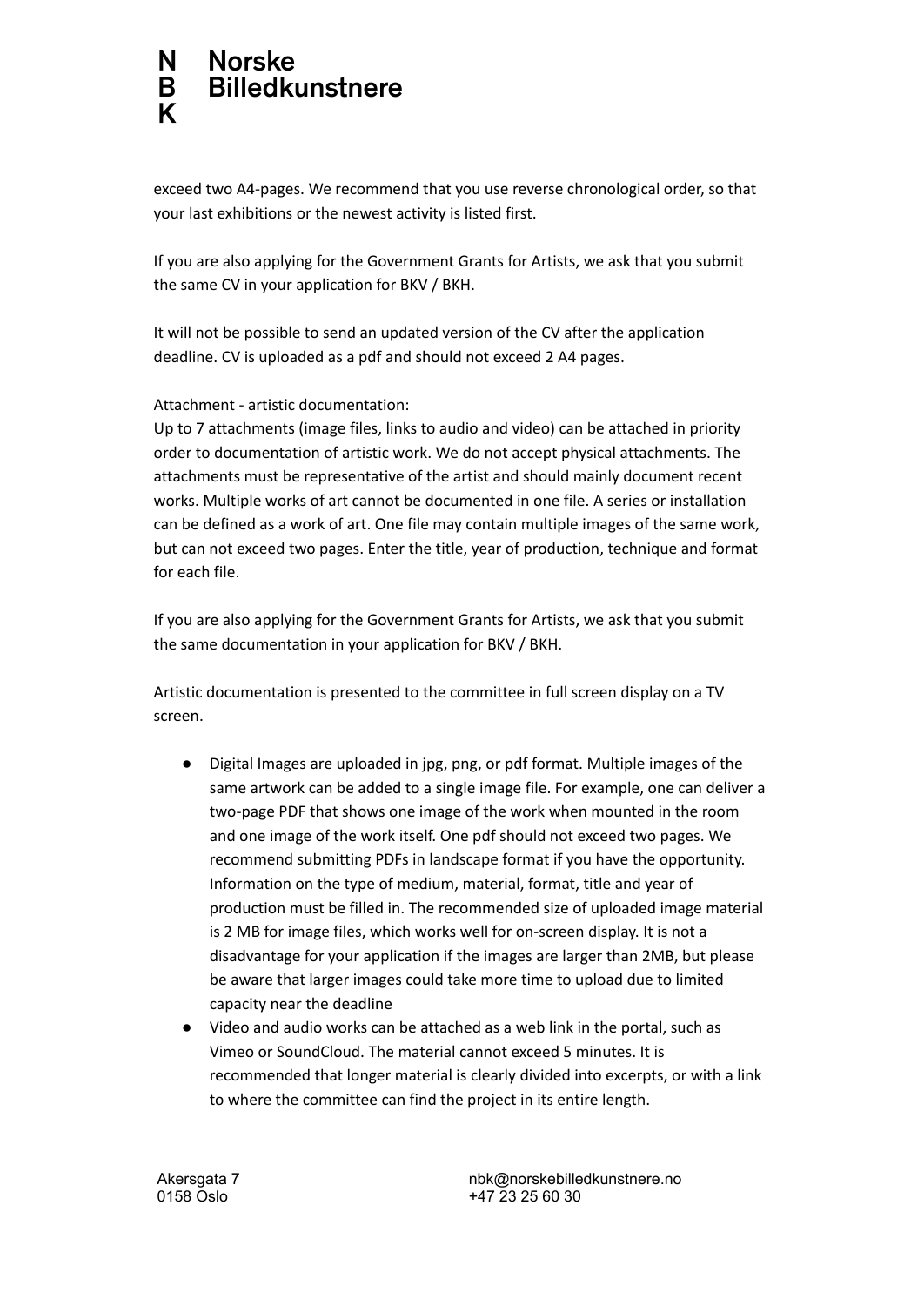exceed two A4-pages. We recommend that you use reverse chronological order, so that your last exhibitions or the newest activity is listed first.

If you are also applying for the Government Grants for Artists, we ask that you submit the same CV in your application for BKV / BKH.

It will not be possible to send an updated version of the CV after the application deadline. CV is uploaded as a pdf and should not exceed 2 A4 pages.

Attachment - artistic documentation:
Up to 7 attachments (image files, links to audio and video) can be attached in priority order to documentation of artistic work. We do not accept physical attachments. The attachments must be representative of the artist and should mainly document recent works. Multiple works of art cannot be documented in one file. A series or installation can be defined as a work of art. One file may contain multiple images of the same work, but can not exceed two pages. Enter the title, year of production, technique and format for each file.

If you are also applying for the Government Grants for Artists, we ask that you submit the same documentation in your application for BKV / BKH.

Artistic documentation is presented to the committee in full screen display on a TV screen.

- Digital Images are uploaded in jpg, png, or pdf format. Multiple images of the same artwork can be added to a single image file. For example, one can deliver a two-page PDF that shows one image of the work when mounted in the room and one image of the work itself. One pdf should not exceed two pages. We recommend submitting PDFs in landscape format if you have the opportunity. Information on the type of medium, material, format, title and year of production must be filled in. The recommended size of uploaded image material is 2 MB for image files, which works well for on-screen display. It is not a disadvantage for your application if the images are larger than 2MB, but please be aware that larger images could take more time to upload due to limited capacity near the deadline
- Video and audio works can be attached as a web link in the portal, such as Vimeo or SoundCloud. The material cannot exceed 5 minutes. It is recommended that longer material is clearly divided into excerpts, or with a link to where the committee can find the project in its entire length.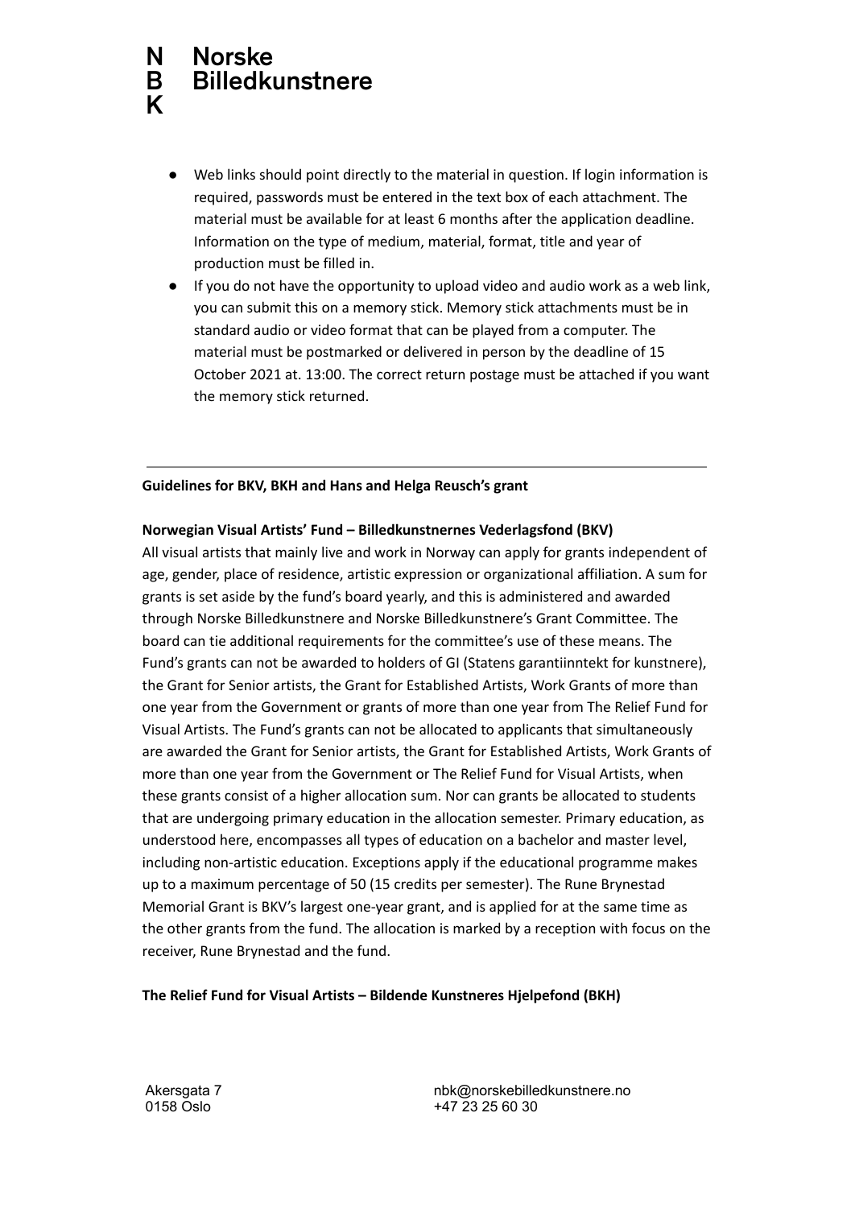- Web links should point directly to the material in question. If login information is required, passwords must be entered in the text box of each attachment. The material must be available for at least 6 months after the application deadline. Information on the type of medium, material, format, title and year of production must be filled in.
- If you do not have the opportunity to upload video and audio work as a web link, you can submit this on a memory stick. Memory stick attachments must be in standard audio or video format that can be played from a computer. The material must be postmarked or delivered in person by the deadline of 15 October 2021 at. 13:00. The correct return postage must be attached if you want the memory stick returned.

---

**Guidelines for BKV, BKH and Hans and Helga Reusch's grant**

**Norwegian Visual Artists' Fund – Billedkunstnernes Vederlagsfond (BKV)**

All visual artists that mainly live and work in Norway can apply for grants independent of age, gender, place of residence, artistic expression or organizational affiliation. A sum for grants is set aside by the fund's board yearly, and this is administered and awarded through Norske Billedkunstnere and Norske Billedkunstnere's Grant Committee. The board can tie additional requirements for the committee's use of these means. The Fund's grants can not be awarded to holders of GI (Statens garantiinntekt for kunstnere), the Grant for Senior artists, the Grant for Established Artists, Work Grants of more than one year from the Government or grants of more than one year from The Relief Fund for Visual Artists. The Fund's grants can not be allocated to applicants that simultaneously are awarded the Grant for Senior artists, the Grant for Established Artists, Work Grants of more than one year from the Government or The Relief Fund for Visual Artists, when these grants consist of a higher allocation sum. Nor can grants be allocated to students that are undergoing primary education in the allocation semester. Primary education, as understood here, encompasses all types of education on a bachelor and master level, including non-artistic education. Exceptions apply if the educational programme makes up to a maximum percentage of 50 (15 credits per semester). The Rune Brynestad Memorial Grant is BKV's largest one-year grant, and is applied for at the same time as the other grants from the fund. The allocation is marked by a reception with focus on the receiver, Rune Brynestad and the fund.

**The Relief Fund for Visual Artists – Bildende Kunstneres Hjelpefond (BKH)**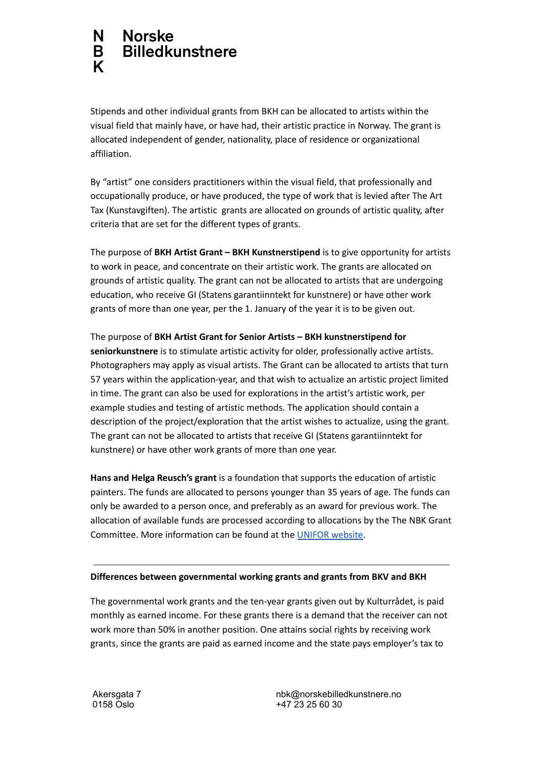Stipends and other individual grants from BKH can be allocated to artists within the visual field that mainly have, or have had, their artistic practice in Norway. The grant is allocated independent of gender, nationality, place of residence or organizational affiliation.

By "artist" one considers practitioners within the visual field, that professionally and occupationally produce, or have produced, the type of work that is levied after The Art Tax (Kunstavgiften). The artistic grants are allocated on grounds of artistic quality, after criteria that are set for the different types of grants.

The purpose of **BKH Artist Grant – BKH Kunstnerstipend** is to give opportunity for artists to work in peace, and concentrate on their artistic work. The grants are allocated on grounds of artistic quality. The grant can not be allocated to artists that are undergoing education, who receive GI (Statens garantiinntekt for kunstnere) or have other work grants of more than one year, per the 1. January of the year it is to be given out.

The purpose of **BKH Artist Grant for Senior Artists – BKH kunstnerstipend for seniorkunstnere** is to stimulate artistic activity for older, professionally active artists. Photographers may apply as visual artists. The Grant can be allocated to artists that turn 57 years within the application-year, and that wish to actualize an artistic project limited in time. The grant can also be used for explorations in the artist's artistic work, per example studies and testing of artistic methods. The application should contain a description of the project/exploration that the artist wishes to actualize, using the grant. The grant can not be allocated to artists that receive GI (Statens garantiinntekt for kunstnere) or have other work grants of more than one year.

**Hans and Helga Reusch's grant** is a foundation that supports the education of artistic painters. The funds are allocated to persons younger than 35 years of age. The funds can only be awarded to a person once, and preferably as an award for previous work. The allocation of available funds are processed according to allocations by the The NBK Grant Committee. More information can be found at the [UNIFOR website](https://www.unifor.no).

---

**Differences between governmental working grants and grants from BKV and BKH**

The governmental work grants and the ten-year grants given out by Kulturrådet, is paid monthly as earned income. For these grants there is a demand that the receiver can not work more than 50% in another position. One attains social rights by receiving work grants, since the grants are paid as earned income and the state pays employer's tax to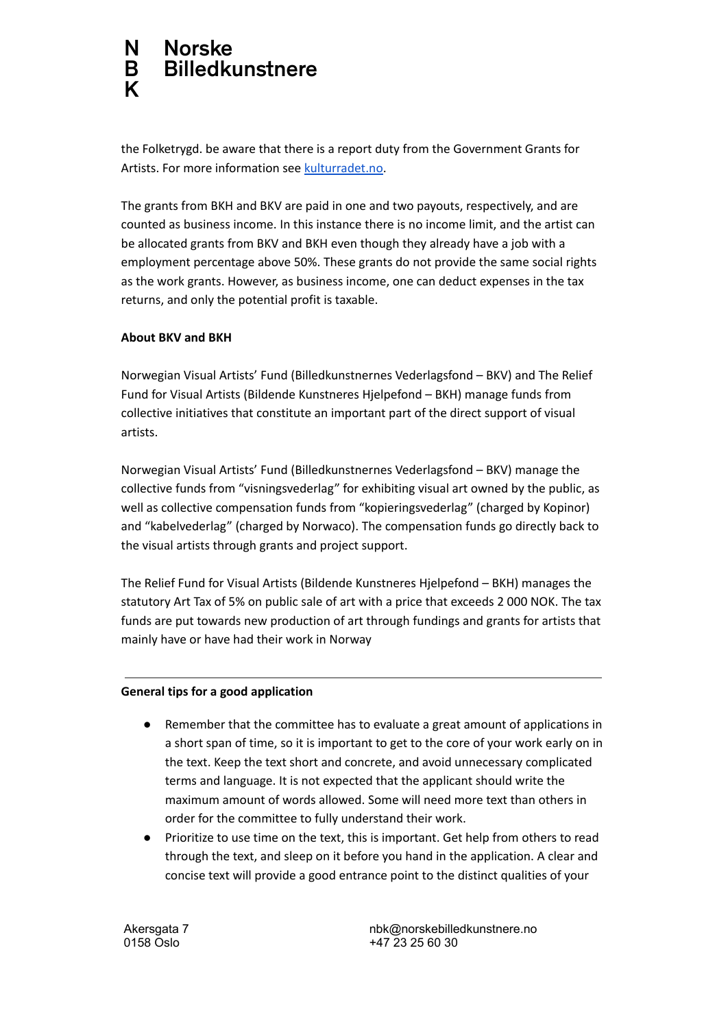the Folketrygd. be aware that there is a report duty from the Government Grants for Artists. For more information see [kulturradet.no](kulturradet.no).

The grants from BKH and BKV are paid in one and two payouts, respectively, and are counted as business income. In this instance there is no income limit, and the artist can be allocated grants from BKV and BKH even though they already have a job with a employment percentage above 50%. These grants do not provide the same social rights as the work grants. However, as business income, one can deduct expenses in the tax returns, and only the potential profit is taxable.

**About BKV and BKH**

Norwegian Visual Artists' Fund (Billedkunstnernes Vederlagsfond – BKV) and The Relief Fund for Visual Artists (Bildende Kunstneres Hjelpefond – BKH) manage funds from collective initiatives that constitute an important part of the direct support of visual artists.

Norwegian Visual Artists' Fund (Billedkunstnernes Vederlagsfond – BKV) manage the collective funds from "visningsvederlag" for exhibiting visual art owned by the public, as well as collective compensation funds from "kopieringsvederlag" (charged by Kopinor) and "kabelvederlag" (charged by Norwaco). The compensation funds go directly back to the visual artists through grants and project support.

The Relief Fund for Visual Artists (Bildende Kunstneres Hjelpefond – BKH) manages the statutory Art Tax of 5% on public sale of art with a price that exceeds 2 000 NOK. The tax funds are put towards new production of art through fundings and grants for artists that mainly have or have had their work in Norway

---

**General tips for a good application**

- Remember that the committee has to evaluate a great amount of applications in a short span of time, so it is important to get to the core of your work early on in the text. Keep the text short and concrete, and avoid unnecessary complicated terms and language. It is not expected that the applicant should write the maximum amount of words allowed. Some will need more text than others in order for the committee to fully understand their work.
- Prioritize to use time on the text, this is important. Get help from others to read through the text, and sleep on it before you hand in the application. A clear and concise text will provide a good entrance point to the distinct qualities of your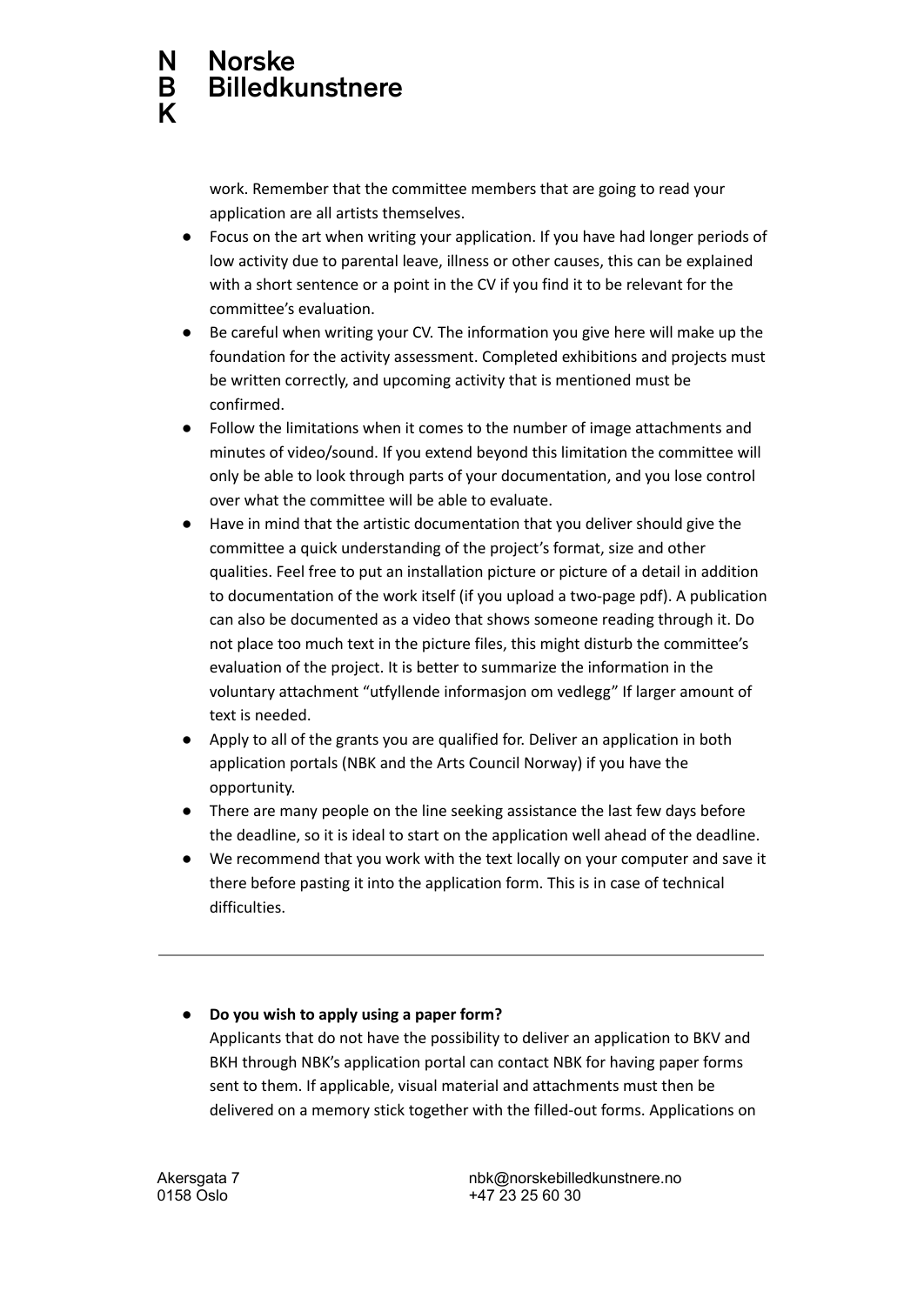work. Remember that the committee members that are going to read your application are all artists themselves.

- Focus on the art when writing your application. If you have had longer periods of low activity due to parental leave, illness or other causes, this can be explained with a short sentence or a point in the CV if you find it to be relevant for the committee's evaluation.
- Be careful when writing your CV. The information you give here will make up the foundation for the activity assessment. Completed exhibitions and projects must be written correctly, and upcoming activity that is mentioned must be confirmed.
- Follow the limitations when it comes to the number of image attachments and minutes of video/sound. If you extend beyond this limitation the committee will only be able to look through parts of your documentation, and you lose control over what the committee will be able to evaluate.
- Have in mind that the artistic documentation that you deliver should give the committee a quick understanding of the project's format, size and other qualities. Feel free to put an installation picture or picture of a detail in addition to documentation of the work itself (if you upload a two-page pdf). A publication can also be documented as a video that shows someone reading through it. Do not place too much text in the picture files, this might disturb the committee's evaluation of the project. It is better to summarize the information in the voluntary attachment "utfyllende informasjon om vedlegg" If larger amount of text is needed.
- Apply to all of the grants you are qualified for. Deliver an application in both application portals (NBK and the Arts Council Norway) if you have the opportunity.
- There are many people on the line seeking assistance the last few days before the deadline, so it is ideal to start on the application well ahead of the deadline.
- We recommend that you work with the text locally on your computer and save it there before pasting it into the application form. This is in case of technical difficulties.

---

- **Do you wish to apply using a paper form?**
  Applicants that do not have the possibility to deliver an application to BKV and BKH through NBK's application portal can contact NBK for having paper forms sent to them. If applicable, visual material and attachments must then be delivered on a memory stick together with the filled-out forms. Applications on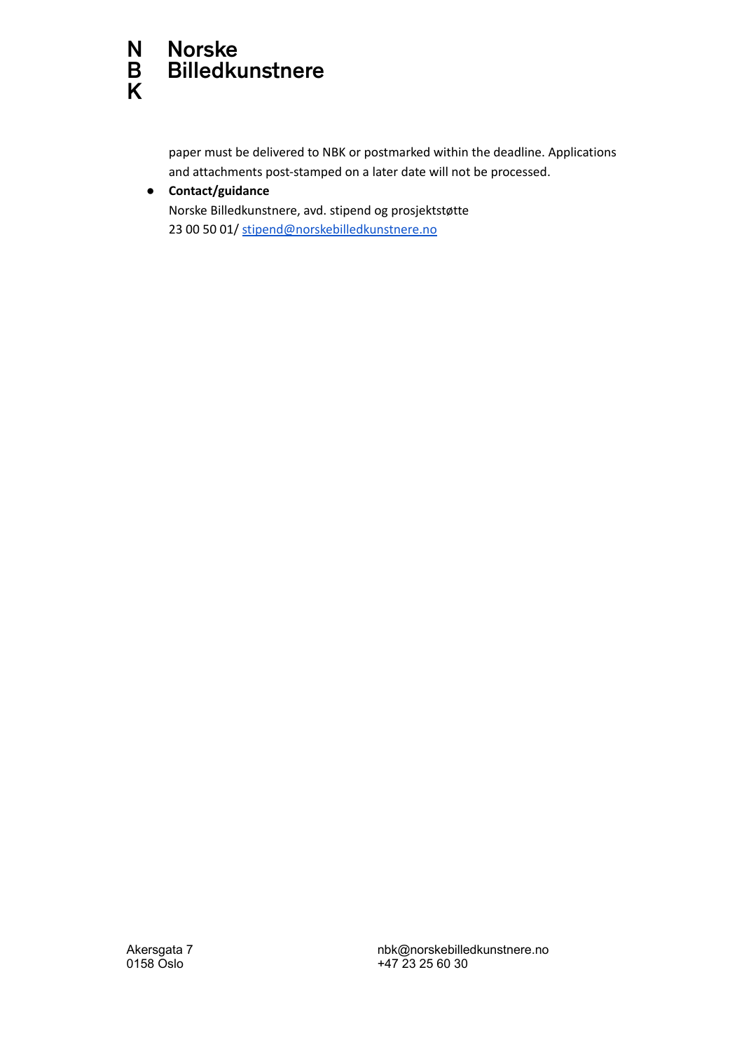paper must be delivered to NBK or postmarked within the deadline. Applications and attachments post-stamped on a later date will not be processed.

- **Contact/guidance**
  Norske Billedkunstnere, avd. stipend og prosjektstøtte
  23 00 50 01/ stipend@norskebilledkunstnere.no